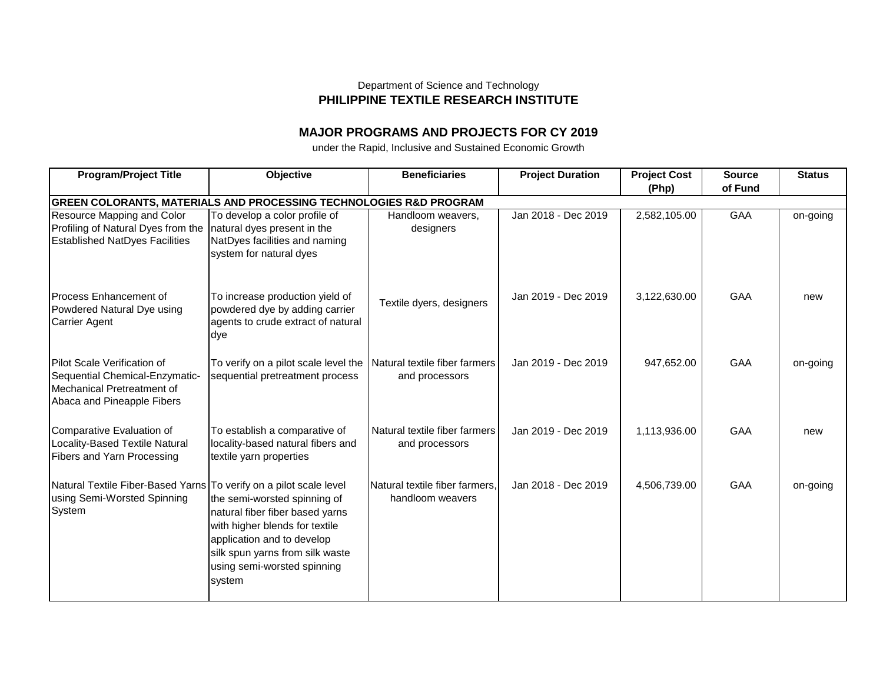Department of Science and Technology

**PHILIPPINE TEXTILE RESEARCH INSTITUTE**

## MAJOR PROGRAMS AND PROJECTS FOR CY 2019

under the Rapid, Inclusive and Sustained Economic Growth

| Program/Project Title | Objective | Beneficiaries | Project Duration | Project Cost (Php) | Source of Fund | Status |
|---|---|---|---|---|---|---|
| **GREEN COLORANTS, MATERIALS AND PROCESSING TECHNOLOGIES R&D PROGRAM** | | | | | | |
| Resource Mapping and Color Profiling of Natural Dyes from the Established NatDyes Facilities | To develop a color profile of natural dyes present in the NatDyes facilities and naming system for natural dyes | Handloom weavers, designers | Jan 2018 - Dec 2019 | 2,582,105.00 | GAA | on-going |
| Process Enhancement of Powdered Natural Dye using Carrier Agent | To increase production yield of powdered dye by adding carrier agents to crude extract of natural dye | Textile dyers, designers | Jan 2019 - Dec 2019 | 3,122,630.00 | GAA | new |
| Pilot Scale Verification of Sequential Chemical-Enzymatic-Mechanical Pretreatment of Abaca and Pineapple Fibers | To verify on a pilot scale level the sequential pretreatment process | Natural textile fiber farmers and processors | Jan 2019 - Dec 2019 | 947,652.00 | GAA | on-going |
| Comparative Evaluation of Locality-Based Textile Natural Fibers and Yarn Processing | To establish a comparative of locality-based natural fibers and textile yarn properties | Natural textile fiber farmers and processors | Jan 2019 - Dec 2019 | 1,113,936.00 | GAA | new |
| Natural Textile Fiber-Based Yarns using Semi-Worsted Spinning System | To verify on a pilot scale level the semi-worsted spinning of natural fiber fiber based yarns with higher blends for textile application and to develop silk spun yarns from silk waste using semi-worsted spinning system | Natural textile fiber farmers, handloom weavers | Jan 2018 - Dec 2019 | 4,506,739.00 | GAA | on-going |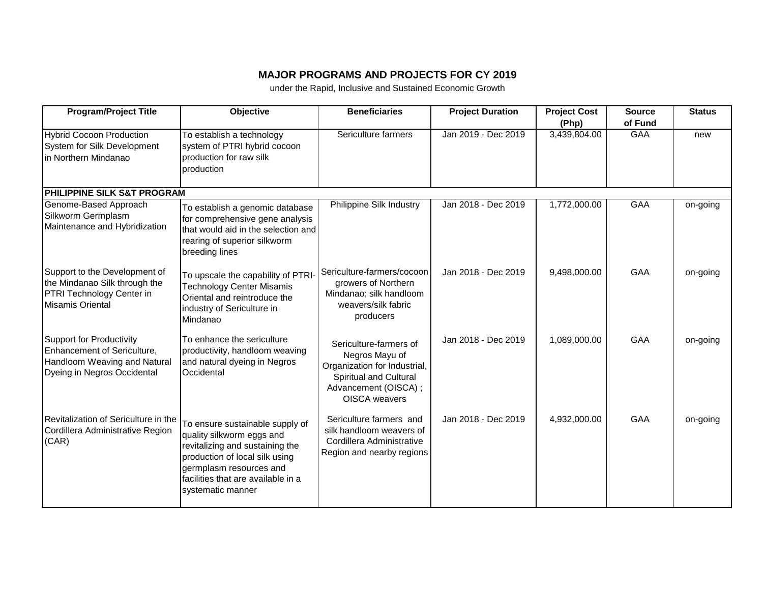## MAJOR PROGRAMS AND PROJECTS FOR CY 2019

under the Rapid, Inclusive and Sustained Economic Growth

| Program/Project Title | Objective | Beneficiaries | Project Duration | Project Cost (Php) | Source of Fund | Status |
|---|---|---|---|---|---|---|
| Hybrid Cocoon Production System for Silk Development in Northern Mindanao | To establish a technology system of PTRI hybrid cocoon production for raw silk production | Sericulture farmers | Jan 2019 - Dec 2019 | 3,439,804.00 | GAA | new |
| **PHILIPPINE SILK S&T PROGRAM** | | | | | | |
| Genome-Based Approach Silkworm Germplasm Maintenance and Hybridization | To establish a genomic database for comprehensive gene analysis that would aid in the selection and rearing of superior silkworm breeding lines | Philippine Silk Industry | Jan 2018 - Dec 2019 | 1,772,000.00 | GAA | on-going |
| Support to the Development of the Mindanao Silk through the PTRI Technology Center in Misamis Oriental | To upscale the capability of PTRI-Technology Center Misamis Oriental and reintroduce the industry of Sericulture in Mindanao | Sericulture-farmers/cocoon growers of Northern Mindanao; silk handloom weavers/silk fabric producers | Jan 2018 - Dec 2019 | 9,498,000.00 | GAA | on-going |
| Support for Productivity Enhancement of Sericulture, Handloom Weaving and Natural Dyeing in Negros Occidental | To enhance the sericulture productivity, handloom weaving and natural dyeing in Negros Occidental | Sericulture-farmers of Negros Mayu of Organization for Industrial, Spiritual and Cultural Advancement (OISCA) ; OISCA weavers | Jan 2018 - Dec 2019 | 1,089,000.00 | GAA | on-going |
| Revitalization of Sericulture in the Cordillera Administrative Region (CAR) | To ensure sustainable supply of quality silkworm eggs and revitalizing and sustaining the production of local silk using germplasm resources and facilities that are available in a systematic manner | Sericulture farmers and silk handloom weavers of Cordillera Administrative Region and nearby regions | Jan 2018 - Dec 2019 | 4,932,000.00 | GAA | on-going |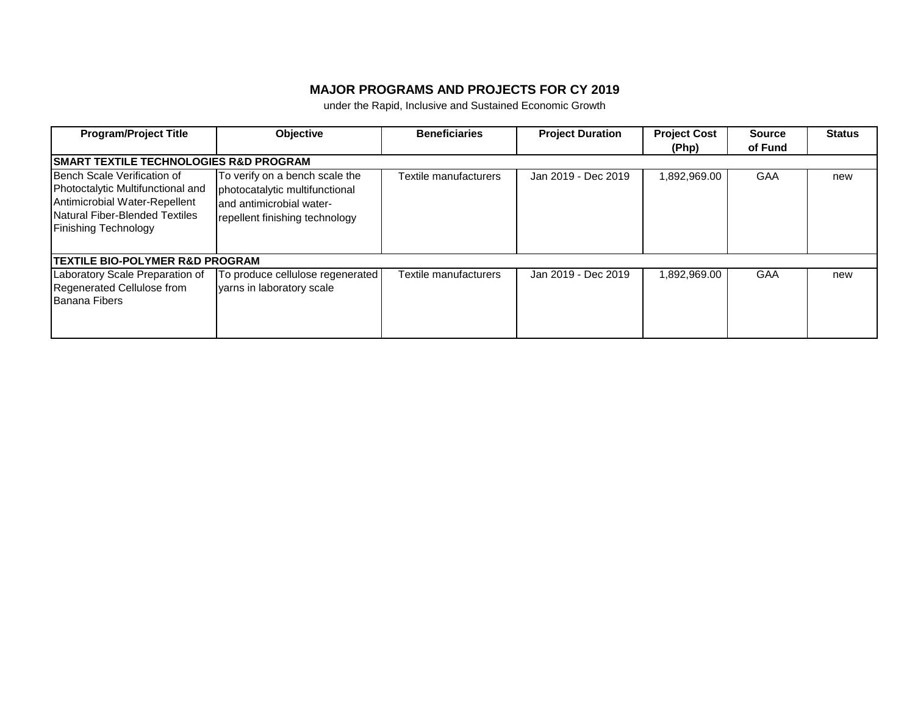## MAJOR PROGRAMS AND PROJECTS FOR CY 2019

under the Rapid, Inclusive and Sustained Economic Growth

| Program/Project Title | Objective | Beneficiaries | Project Duration | Project Cost (Php) | Source of Fund | Status |
|---|---|---|---|---|---|---|
| **SMART TEXTILE TECHNOLOGIES R&D PROGRAM** | | | | | | |
| Bench Scale Verification of Photoctalytic Multifunctional and Antimicrobial Water-Repellent Natural Fiber-Blended Textiles Finishing Technology | To verify on a bench scale the photocatalytic multifunctional and antimicrobial water-repellent finishing technology | Textile manufacturers | Jan 2019 - Dec 2019 | 1,892,969.00 | GAA | new |
| **TEXTILE BIO-POLYMER R&D PROGRAM** | | | | | | |
| Laboratory Scale Preparation of Regenerated Cellulose from Banana Fibers | To produce cellulose regenerated yarns in laboratory scale | Textile manufacturers | Jan 2019 - Dec 2019 | 1,892,969.00 | GAA | new |